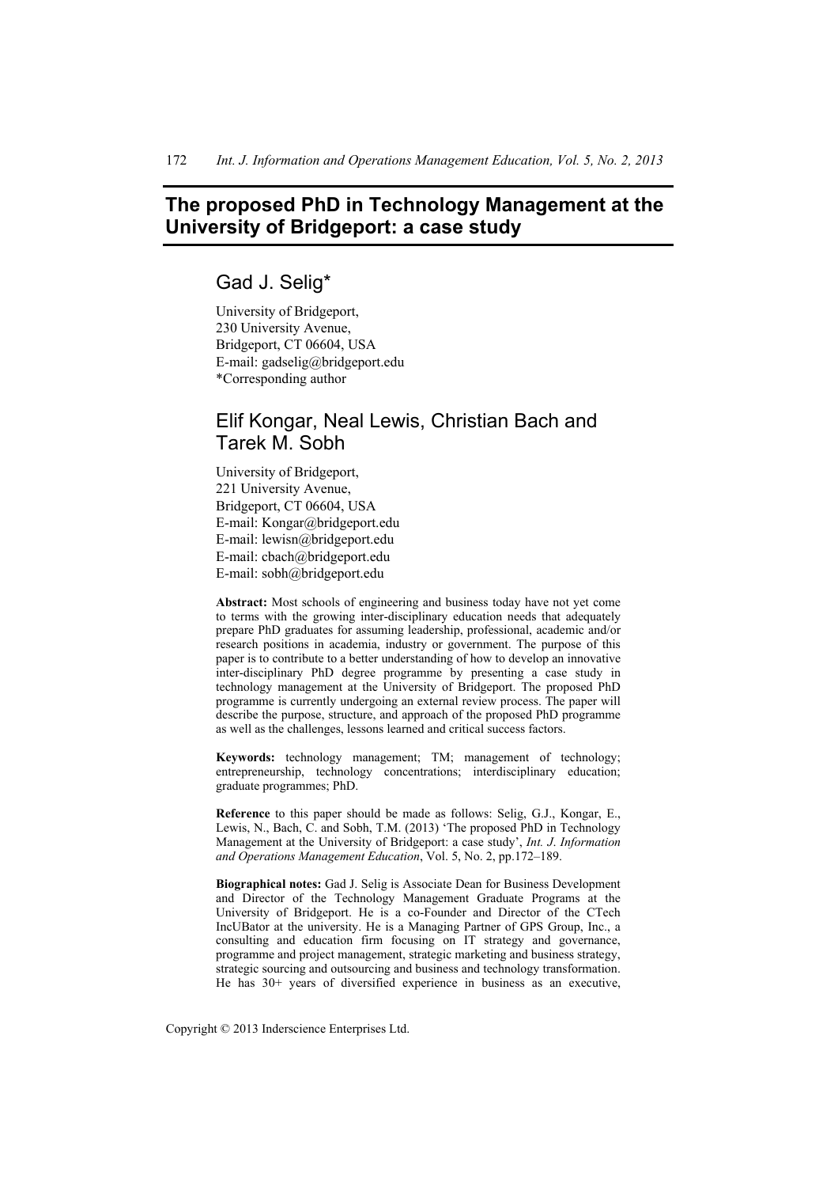# The proposed PhD in Technology Management at the University of Bridgeport: a case study

## Gad J. Selig*

University of Bridgeport,
230 University Avenue,
Bridgeport, CT 06604, USA
E-mail: gadselig@bridgeport.edu
*Corresponding author

## Elif Kongar, Neal Lewis, Christian Bach and Tarek M. Sobh

University of Bridgeport,
221 University Avenue,
Bridgeport, CT 06604, USA
E-mail: Kongar@bridgeport.edu
E-mail: lewisn@bridgeport.edu
E-mail: cbach@bridgeport.edu
E-mail: sobh@bridgeport.edu

**Abstract:** Most schools of engineering and business today have not yet come to terms with the growing inter-disciplinary education needs that adequately prepare PhD graduates for assuming leadership, professional, academic and/or research positions in academia, industry or government. The purpose of this paper is to contribute to a better understanding of how to develop an innovative inter-disciplinary PhD degree programme by presenting a case study in technology management at the University of Bridgeport. The proposed PhD programme is currently undergoing an external review process. The paper will describe the purpose, structure, and approach of the proposed PhD programme as well as the challenges, lessons learned and critical success factors.

**Keywords:** technology management; TM; management of technology; entrepreneurship, technology concentrations; interdisciplinary education; graduate programmes; PhD.

**Reference** to this paper should be made as follows: Selig, G.J., Kongar, E., Lewis, N., Bach, C. and Sobh, T.M. (2013) 'The proposed PhD in Technology Management at the University of Bridgeport: a case study', *Int. J. Information and Operations Management Education*, Vol. 5, No. 2, pp.172–189.

**Biographical notes:** Gad J. Selig is Associate Dean for Business Development and Director of the Technology Management Graduate Programs at the University of Bridgeport. He is a co-Founder and Director of the CTech IncUBator at the university. He is a Managing Partner of GPS Group, Inc., a consulting and education firm focusing on IT strategy and governance, programme and project management, strategic marketing and business strategy, strategic sourcing and outsourcing and business and technology transformation. He has 30+ years of diversified experience in business as an executive,

Copyright © 2013 Inderscience Enterprises Ltd.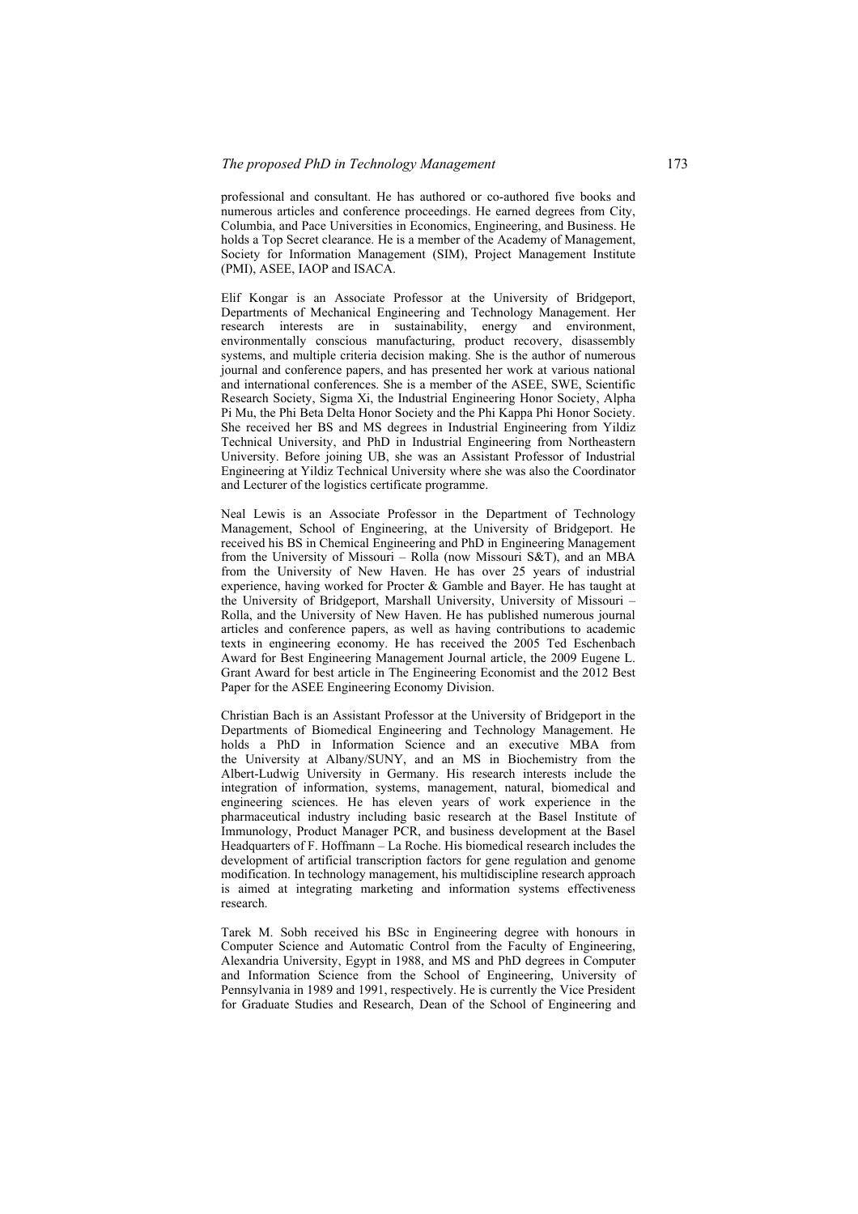professional and consultant. He has authored or co-authored five books and numerous articles and conference proceedings. He earned degrees from City, Columbia, and Pace Universities in Economics, Engineering, and Business. He holds a Top Secret clearance. He is a member of the Academy of Management, Society for Information Management (SIM), Project Management Institute (PMI), ASEE, IAOP and ISACA.

Elif Kongar is an Associate Professor at the University of Bridgeport, Departments of Mechanical Engineering and Technology Management. Her research interests are in sustainability, energy and environment, environmentally conscious manufacturing, product recovery, disassembly systems, and multiple criteria decision making. She is the author of numerous journal and conference papers, and has presented her work at various national and international conferences. She is a member of the ASEE, SWE, Scientific Research Society, Sigma Xi, the Industrial Engineering Honor Society, Alpha Pi Mu, the Phi Beta Delta Honor Society and the Phi Kappa Phi Honor Society. She received her BS and MS degrees in Industrial Engineering from Yildiz Technical University, and PhD in Industrial Engineering from Northeastern University. Before joining UB, she was an Assistant Professor of Industrial Engineering at Yildiz Technical University where she was also the Coordinator and Lecturer of the logistics certificate programme.

Neal Lewis is an Associate Professor in the Department of Technology Management, School of Engineering, at the University of Bridgeport. He received his BS in Chemical Engineering and PhD in Engineering Management from the University of Missouri – Rolla (now Missouri S&T), and an MBA from the University of New Haven. He has over 25 years of industrial experience, having worked for Procter & Gamble and Bayer. He has taught at the University of Bridgeport, Marshall University, University of Missouri – Rolla, and the University of New Haven. He has published numerous journal articles and conference papers, as well as having contributions to academic texts in engineering economy. He has received the 2005 Ted Eschenbach Award for Best Engineering Management Journal article, the 2009 Eugene L. Grant Award for best article in The Engineering Economist and the 2012 Best Paper for the ASEE Engineering Economy Division.

Christian Bach is an Assistant Professor at the University of Bridgeport in the Departments of Biomedical Engineering and Technology Management. He holds a PhD in Information Science and an executive MBA from the University at Albany/SUNY, and an MS in Biochemistry from the Albert-Ludwig University in Germany. His research interests include the integration of information, systems, management, natural, biomedical and engineering sciences. He has eleven years of work experience in the pharmaceutical industry including basic research at the Basel Institute of Immunology, Product Manager PCR, and business development at the Basel Headquarters of F. Hoffmann – La Roche. His biomedical research includes the development of artificial transcription factors for gene regulation and genome modification. In technology management, his multidiscipline research approach is aimed at integrating marketing and information systems effectiveness research.

Tarek M. Sobh received his BSc in Engineering degree with honours in Computer Science and Automatic Control from the Faculty of Engineering, Alexandria University, Egypt in 1988, and MS and PhD degrees in Computer and Information Science from the School of Engineering, University of Pennsylvania in 1989 and 1991, respectively. He is currently the Vice President for Graduate Studies and Research, Dean of the School of Engineering and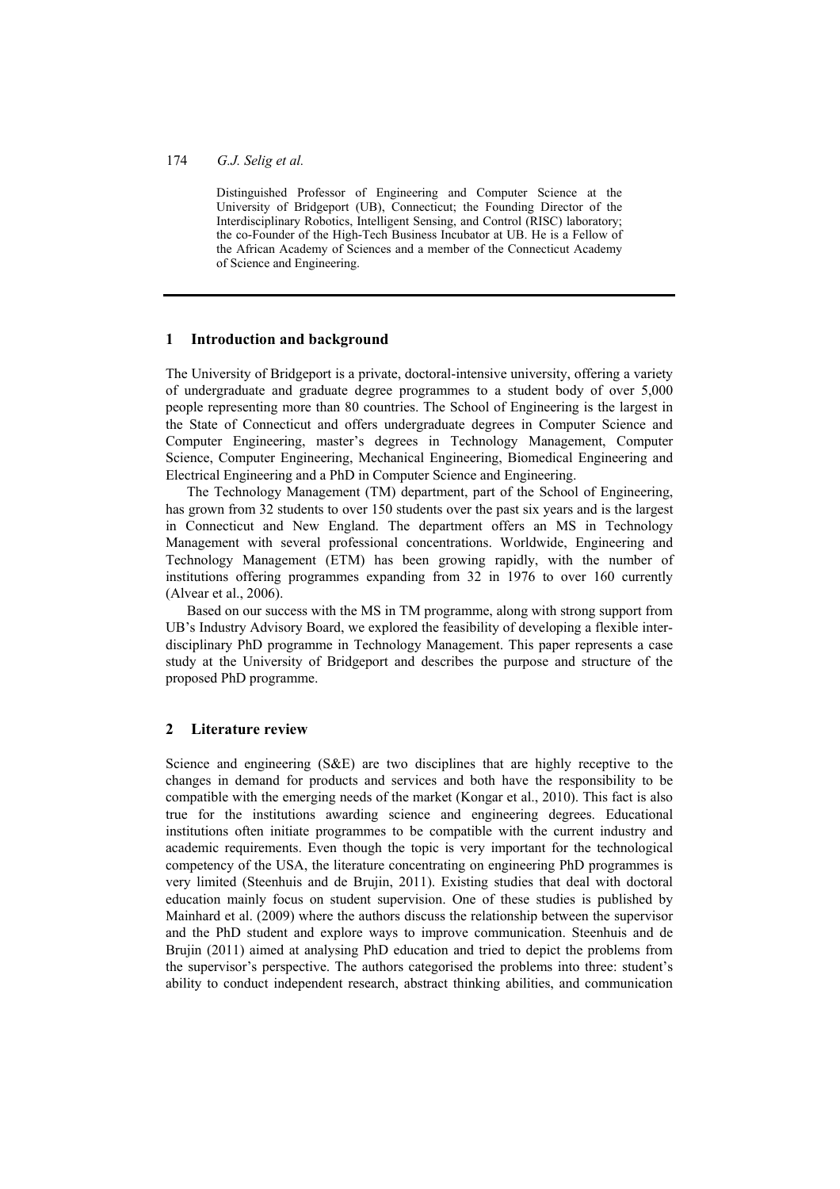Distinguished Professor of Engineering and Computer Science at the University of Bridgeport (UB), Connecticut; the Founding Director of the Interdisciplinary Robotics, Intelligent Sensing, and Control (RISC) laboratory; the co-Founder of the High-Tech Business Incubator at UB. He is a Fellow of the African Academy of Sciences and a member of the Connecticut Academy of Science and Engineering.

## 1 Introduction and background

The University of Bridgeport is a private, doctoral-intensive university, offering a variety of undergraduate and graduate degree programmes to a student body of over 5,000 people representing more than 80 countries. The School of Engineering is the largest in the State of Connecticut and offers undergraduate degrees in Computer Science and Computer Engineering, master's degrees in Technology Management, Computer Science, Computer Engineering, Mechanical Engineering, Biomedical Engineering and Electrical Engineering and a PhD in Computer Science and Engineering.

The Technology Management (TM) department, part of the School of Engineering, has grown from 32 students to over 150 students over the past six years and is the largest in Connecticut and New England. The department offers an MS in Technology Management with several professional concentrations. Worldwide, Engineering and Technology Management (ETM) has been growing rapidly, with the number of institutions offering programmes expanding from 32 in 1976 to over 160 currently (Alvear et al., 2006).

Based on our success with the MS in TM programme, along with strong support from UB's Industry Advisory Board, we explored the feasibility of developing a flexible inter-disciplinary PhD programme in Technology Management. This paper represents a case study at the University of Bridgeport and describes the purpose and structure of the proposed PhD programme.

## 2 Literature review

Science and engineering (S&E) are two disciplines that are highly receptive to the changes in demand for products and services and both have the responsibility to be compatible with the emerging needs of the market (Kongar et al., 2010). This fact is also true for the institutions awarding science and engineering degrees. Educational institutions often initiate programmes to be compatible with the current industry and academic requirements. Even though the topic is very important for the technological competency of the USA, the literature concentrating on engineering PhD programmes is very limited (Steenhuis and de Brujin, 2011). Existing studies that deal with doctoral education mainly focus on student supervision. One of these studies is published by Mainhard et al. (2009) where the authors discuss the relationship between the supervisor and the PhD student and explore ways to improve communication. Steenhuis and de Brujin (2011) aimed at analysing PhD education and tried to depict the problems from the supervisor's perspective. The authors categorised the problems into three: student's ability to conduct independent research, abstract thinking abilities, and communication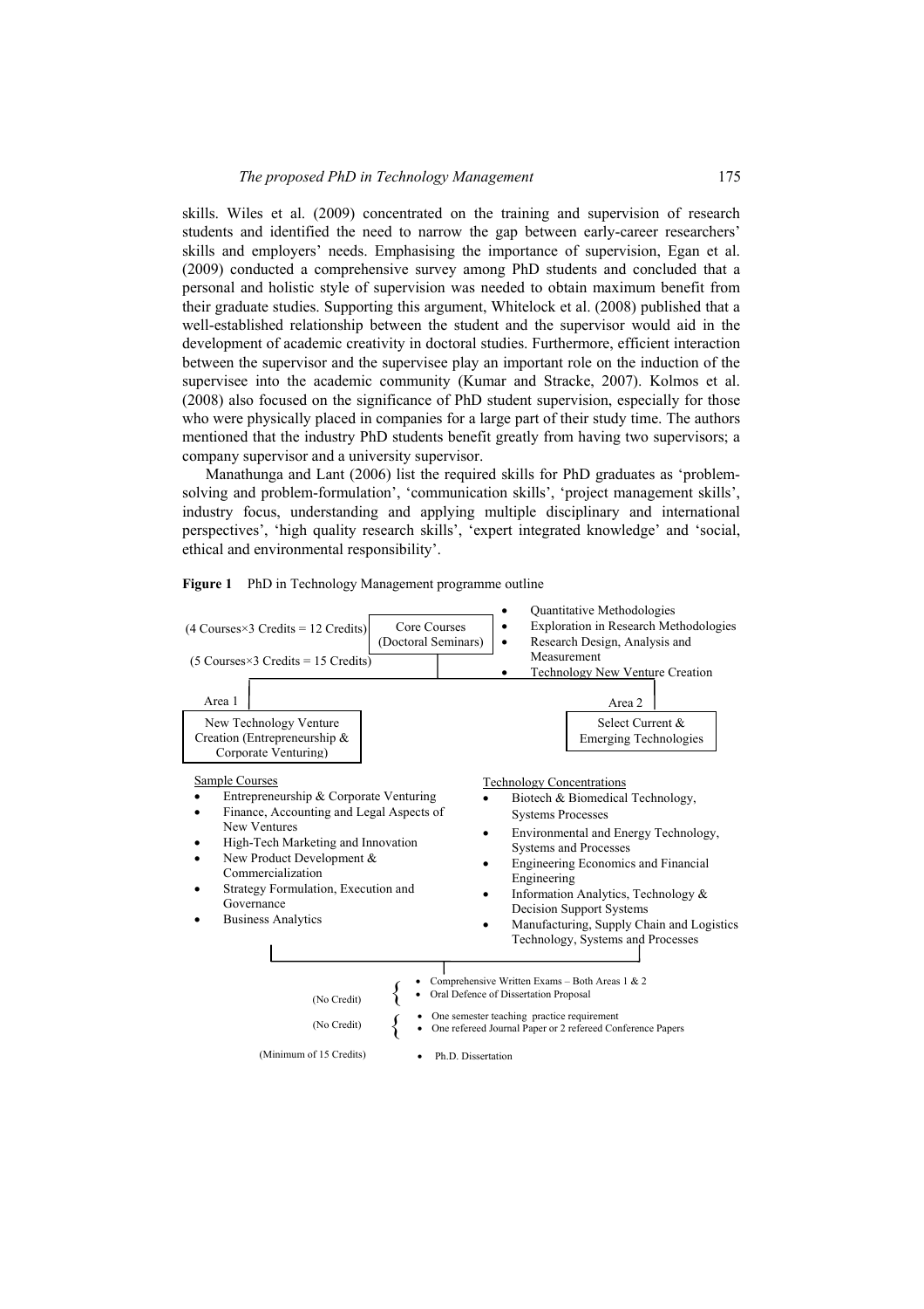skills. Wiles et al. (2009) concentrated on the training and supervision of research students and identified the need to narrow the gap between early-career researchers' skills and employers' needs. Emphasising the importance of supervision, Egan et al. (2009) conducted a comprehensive survey among PhD students and concluded that a personal and holistic style of supervision was needed to obtain maximum benefit from their graduate studies. Supporting this argument, Whitelock et al. (2008) published that a well-established relationship between the student and the supervisor would aid in the development of academic creativity in doctoral studies. Furthermore, efficient interaction between the supervisor and the supervisee play an important role on the induction of the supervisee into the academic community (Kumar and Stracke, 2007). Kolmos et al. (2008) also focused on the significance of PhD student supervision, especially for those who were physically placed in companies for a large part of their study time. The authors mentioned that the industry PhD students benefit greatly from having two supervisors; a company supervisor and a university supervisor.

Manathunga and Lant (2006) list the required skills for PhD graduates as 'problem-solving and problem-formulation', 'communication skills', 'project management skills', industry focus, understanding and applying multiple disciplinary and international perspectives', 'high quality research skills', 'expert integrated knowledge' and 'social, ethical and environmental responsibility'.

**Figure 1** PhD in Technology Management programme outline

(4 Courses×3 Credits = 12 Credits) — **Core Courses (Doctoral Seminars)**

- Quantitative Methodologies
- Exploration in Research Methodologies
- Research Design, Analysis and Measurement
- Technology New Venture Creation

(5 Courses×3 Credits = 15 Credits)

**Area 1: New Technology Venture Creation (Entrepreneurship & Corporate Venturing)**

Sample Courses

- Entrepreneurship & Corporate Venturing
- Finance, Accounting and Legal Aspects of New Ventures
- High-Tech Marketing and Innovation
- New Product Development & Commercialization
- Strategy Formulation, Execution and Governance
- Business Analytics

**Area 2: Select Current & Emerging Technologies**

Technology Concentrations

- Biotech & Biomedical Technology, Systems Processes
- Environmental and Energy Technology, Systems and Processes
- Engineering Economics and Financial Engineering
- Information Analytics, Technology & Decision Support Systems
- Manufacturing, Supply Chain and Logistics Technology, Systems and Processes

(No Credit)

- Comprehensive Written Exams – Both Areas 1 & 2
- Oral Defence of Dissertation Proposal

(No Credit)

- One semester teaching practice requirement
- One refereed Journal Paper or 2 refereed Conference Papers

(Minimum of 15 Credits)

- Ph.D. Dissertation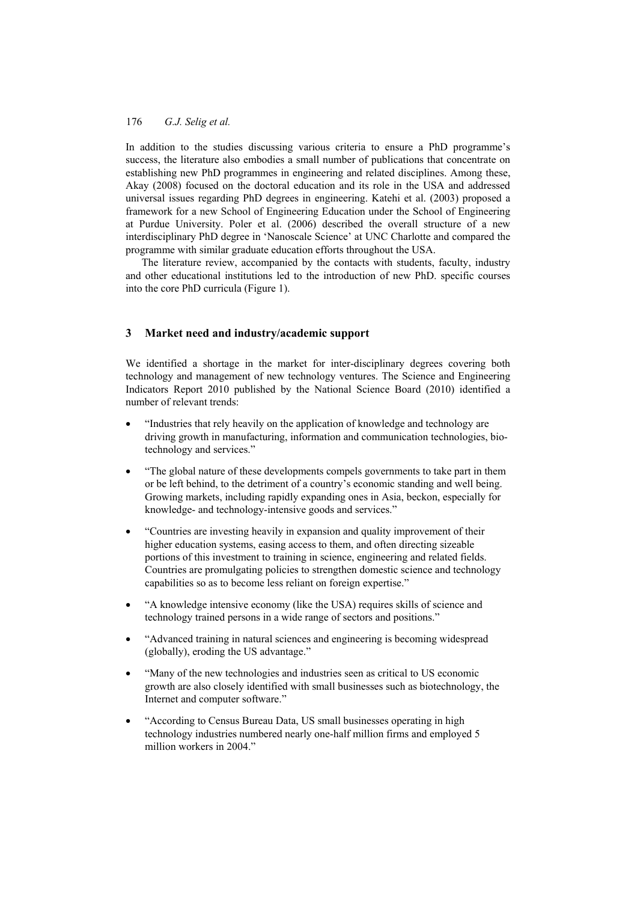In addition to the studies discussing various criteria to ensure a PhD programme's success, the literature also embodies a small number of publications that concentrate on establishing new PhD programmes in engineering and related disciplines. Among these, Akay (2008) focused on the doctoral education and its role in the USA and addressed universal issues regarding PhD degrees in engineering. Katehi et al. (2003) proposed a framework for a new School of Engineering Education under the School of Engineering at Purdue University. Poler et al. (2006) described the overall structure of a new interdisciplinary PhD degree in 'Nanoscale Science' at UNC Charlotte and compared the programme with similar graduate education efforts throughout the USA.

The literature review, accompanied by the contacts with students, faculty, industry and other educational institutions led to the introduction of new PhD. specific courses into the core PhD curricula (Figure 1).

## 3 Market need and industry/academic support

We identified a shortage in the market for inter-disciplinary degrees covering both technology and management of new technology ventures. The Science and Engineering Indicators Report 2010 published by the National Science Board (2010) identified a number of relevant trends:

- "Industries that rely heavily on the application of knowledge and technology are driving growth in manufacturing, information and communication technologies, bio-technology and services."
- "The global nature of these developments compels governments to take part in them or be left behind, to the detriment of a country's economic standing and well being. Growing markets, including rapidly expanding ones in Asia, beckon, especially for knowledge- and technology-intensive goods and services."
- "Countries are investing heavily in expansion and quality improvement of their higher education systems, easing access to them, and often directing sizeable portions of this investment to training in science, engineering and related fields. Countries are promulgating policies to strengthen domestic science and technology capabilities so as to become less reliant on foreign expertise."
- "A knowledge intensive economy (like the USA) requires skills of science and technology trained persons in a wide range of sectors and positions."
- "Advanced training in natural sciences and engineering is becoming widespread (globally), eroding the US advantage."
- "Many of the new technologies and industries seen as critical to US economic growth are also closely identified with small businesses such as biotechnology, the Internet and computer software."
- "According to Census Bureau Data, US small businesses operating in high technology industries numbered nearly one-half million firms and employed 5 million workers in 2004."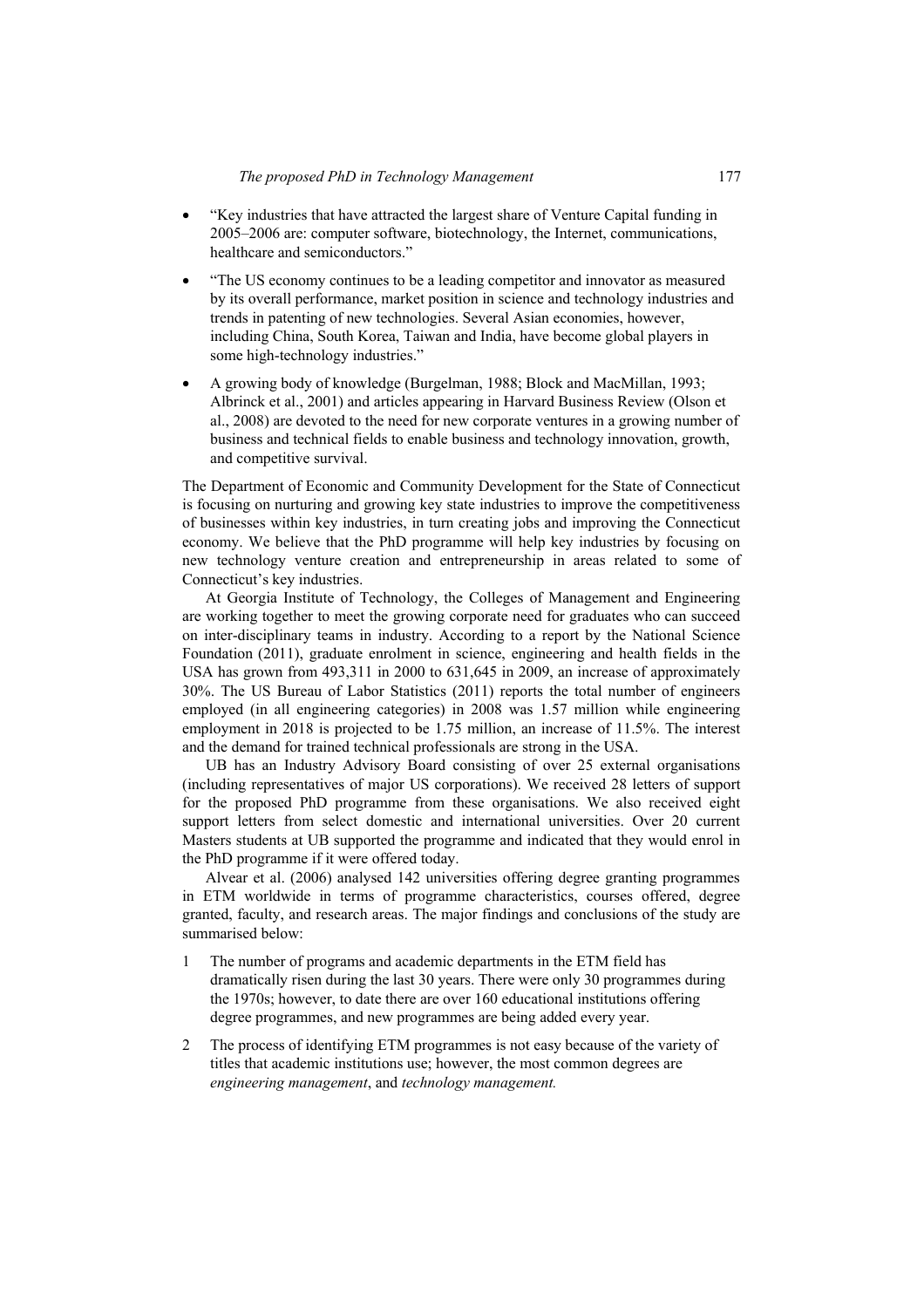- "Key industries that have attracted the largest share of Venture Capital funding in 2005–2006 are: computer software, biotechnology, the Internet, communications, healthcare and semiconductors."
- "The US economy continues to be a leading competitor and innovator as measured by its overall performance, market position in science and technology industries and trends in patenting of new technologies. Several Asian economies, however, including China, South Korea, Taiwan and India, have become global players in some high-technology industries."
- A growing body of knowledge (Burgelman, 1988; Block and MacMillan, 1993; Albrinck et al., 2001) and articles appearing in Harvard Business Review (Olson et al., 2008) are devoted to the need for new corporate ventures in a growing number of business and technical fields to enable business and technology innovation, growth, and competitive survival.

The Department of Economic and Community Development for the State of Connecticut is focusing on nurturing and growing key state industries to improve the competitiveness of businesses within key industries, in turn creating jobs and improving the Connecticut economy. We believe that the PhD programme will help key industries by focusing on new technology venture creation and entrepreneurship in areas related to some of Connecticut's key industries.

At Georgia Institute of Technology, the Colleges of Management and Engineering are working together to meet the growing corporate need for graduates who can succeed on inter-disciplinary teams in industry. According to a report by the National Science Foundation (2011), graduate enrolment in science, engineering and health fields in the USA has grown from 493,311 in 2000 to 631,645 in 2009, an increase of approximately 30%. The US Bureau of Labor Statistics (2011) reports the total number of engineers employed (in all engineering categories) in 2008 was 1.57 million while engineering employment in 2018 is projected to be 1.75 million, an increase of 11.5%. The interest and the demand for trained technical professionals are strong in the USA.

UB has an Industry Advisory Board consisting of over 25 external organisations (including representatives of major US corporations). We received 28 letters of support for the proposed PhD programme from these organisations. We also received eight support letters from select domestic and international universities. Over 20 current Masters students at UB supported the programme and indicated that they would enrol in the PhD programme if it were offered today.

Alvear et al. (2006) analysed 142 universities offering degree granting programmes in ETM worldwide in terms of programme characteristics, courses offered, degree granted, faculty, and research areas. The major findings and conclusions of the study are summarised below:

1. The number of programs and academic departments in the ETM field has dramatically risen during the last 30 years. There were only 30 programmes during the 1970s; however, to date there are over 160 educational institutions offering degree programmes, and new programmes are being added every year.
2. The process of identifying ETM programmes is not easy because of the variety of titles that academic institutions use; however, the most common degrees are *engineering management*, and *technology management.*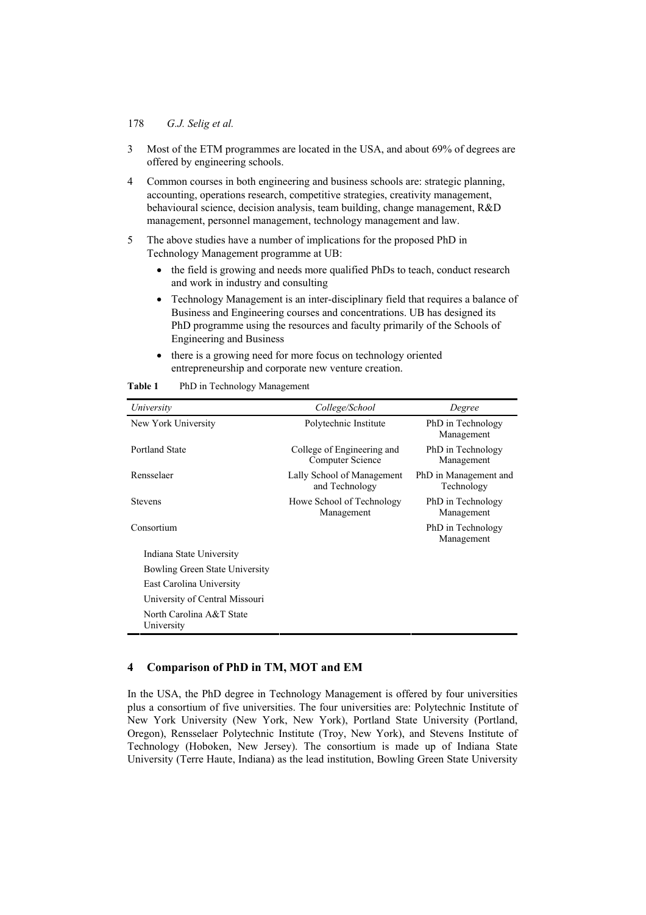3. Most of the ETM programmes are located in the USA, and about 69% of degrees are offered by engineering schools.
4. Common courses in both engineering and business schools are: strategic planning, accounting, operations research, competitive strategies, creativity management, behavioural science, decision analysis, team building, change management, R&D management, personnel management, technology management and law.
5. The above studies have a number of implications for the proposed PhD in Technology Management programme at UB:
   - the field is growing and needs more qualified PhDs to teach, conduct research and work in industry and consulting
   - Technology Management is an inter-disciplinary field that requires a balance of Business and Engineering courses and concentrations. UB has designed its PhD programme using the resources and faculty primarily of the Schools of Engineering and Business
   - there is a growing need for more focus on technology oriented entrepreneurship and corporate new venture creation.

**Table 1** PhD in Technology Management

| *University* | *College/School* | *Degree* |
|---|---|---|
| New York University | Polytechnic Institute | PhD in Technology Management |
| Portland State | College of Engineering and Computer Science | PhD in Technology Management |
| Rensselaer | Lally School of Management and Technology | PhD in Management and Technology |
| Stevens | Howe School of Technology Management | PhD in Technology Management |
| Consortium | | PhD in Technology Management |
| Indiana State University | | |
| Bowling Green State University | | |
| East Carolina University | | |
| University of Central Missouri | | |
| North Carolina A&T State University | | |

## 4 Comparison of PhD in TM, MOT and EM

In the USA, the PhD degree in Technology Management is offered by four universities plus a consortium of five universities. The four universities are: Polytechnic Institute of New York University (New York, New York), Portland State University (Portland, Oregon), Rensselaer Polytechnic Institute (Troy, New York), and Stevens Institute of Technology (Hoboken, New Jersey). The consortium is made up of Indiana State University (Terre Haute, Indiana) as the lead institution, Bowling Green State University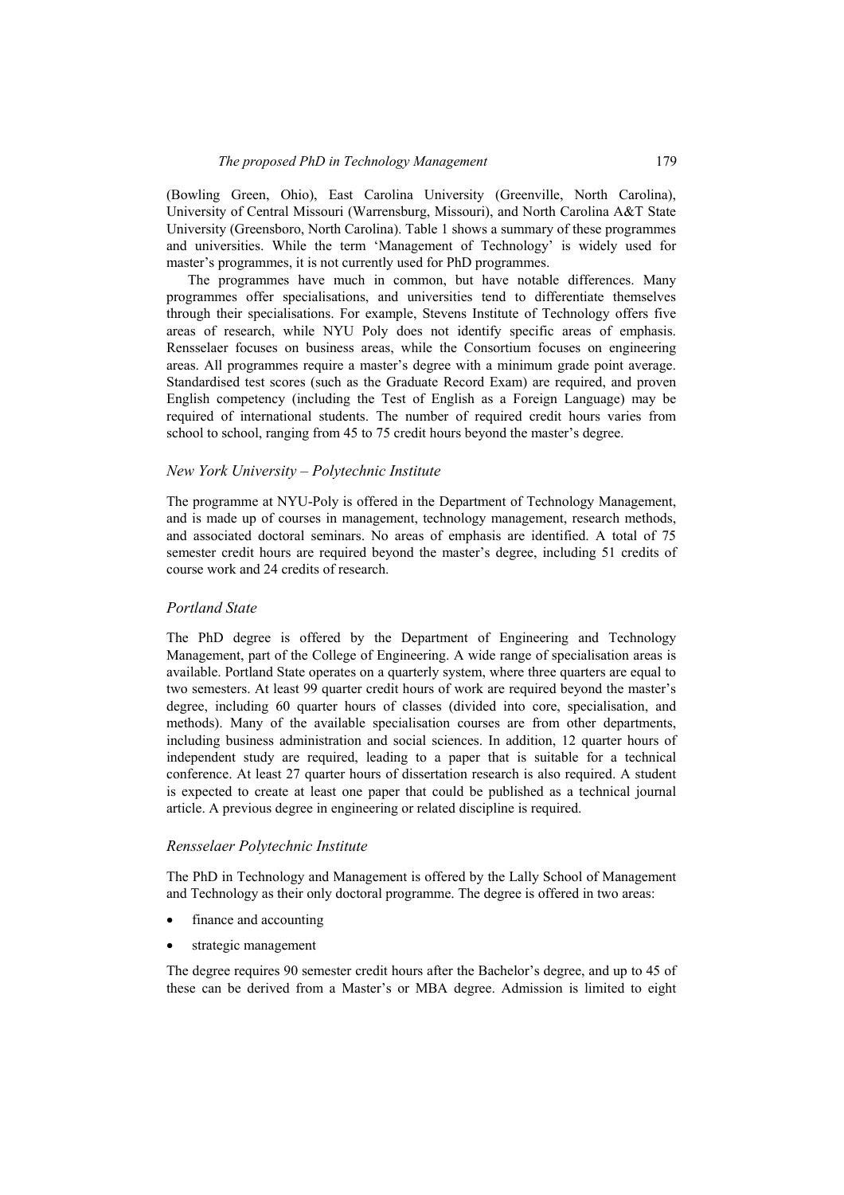(Bowling Green, Ohio), East Carolina University (Greenville, North Carolina), University of Central Missouri (Warrensburg, Missouri), and North Carolina A&T State University (Greensboro, North Carolina). Table 1 shows a summary of these programmes and universities. While the term 'Management of Technology' is widely used for master's programmes, it is not currently used for PhD programmes.

The programmes have much in common, but have notable differences. Many programmes offer specialisations, and universities tend to differentiate themselves through their specialisations. For example, Stevens Institute of Technology offers five areas of research, while NYU Poly does not identify specific areas of emphasis. Rensselaer focuses on business areas, while the Consortium focuses on engineering areas. All programmes require a master's degree with a minimum grade point average. Standardised test scores (such as the Graduate Record Exam) are required, and proven English competency (including the Test of English as a Foreign Language) may be required of international students. The number of required credit hours varies from school to school, ranging from 45 to 75 credit hours beyond the master's degree.

### *New York University – Polytechnic Institute*

The programme at NYU-Poly is offered in the Department of Technology Management, and is made up of courses in management, technology management, research methods, and associated doctoral seminars. No areas of emphasis are identified. A total of 75 semester credit hours are required beyond the master's degree, including 51 credits of course work and 24 credits of research.

### *Portland State*

The PhD degree is offered by the Department of Engineering and Technology Management, part of the College of Engineering. A wide range of specialisation areas is available. Portland State operates on a quarterly system, where three quarters are equal to two semesters. At least 99 quarter credit hours of work are required beyond the master's degree, including 60 quarter hours of classes (divided into core, specialisation, and methods). Many of the available specialisation courses are from other departments, including business administration and social sciences. In addition, 12 quarter hours of independent study are required, leading to a paper that is suitable for a technical conference. At least 27 quarter hours of dissertation research is also required. A student is expected to create at least one paper that could be published as a technical journal article. A previous degree in engineering or related discipline is required.

### *Rensselaer Polytechnic Institute*

The PhD in Technology and Management is offered by the Lally School of Management and Technology as their only doctoral programme. The degree is offered in two areas:

- finance and accounting
- strategic management

The degree requires 90 semester credit hours after the Bachelor's degree, and up to 45 of these can be derived from a Master's or MBA degree. Admission is limited to eight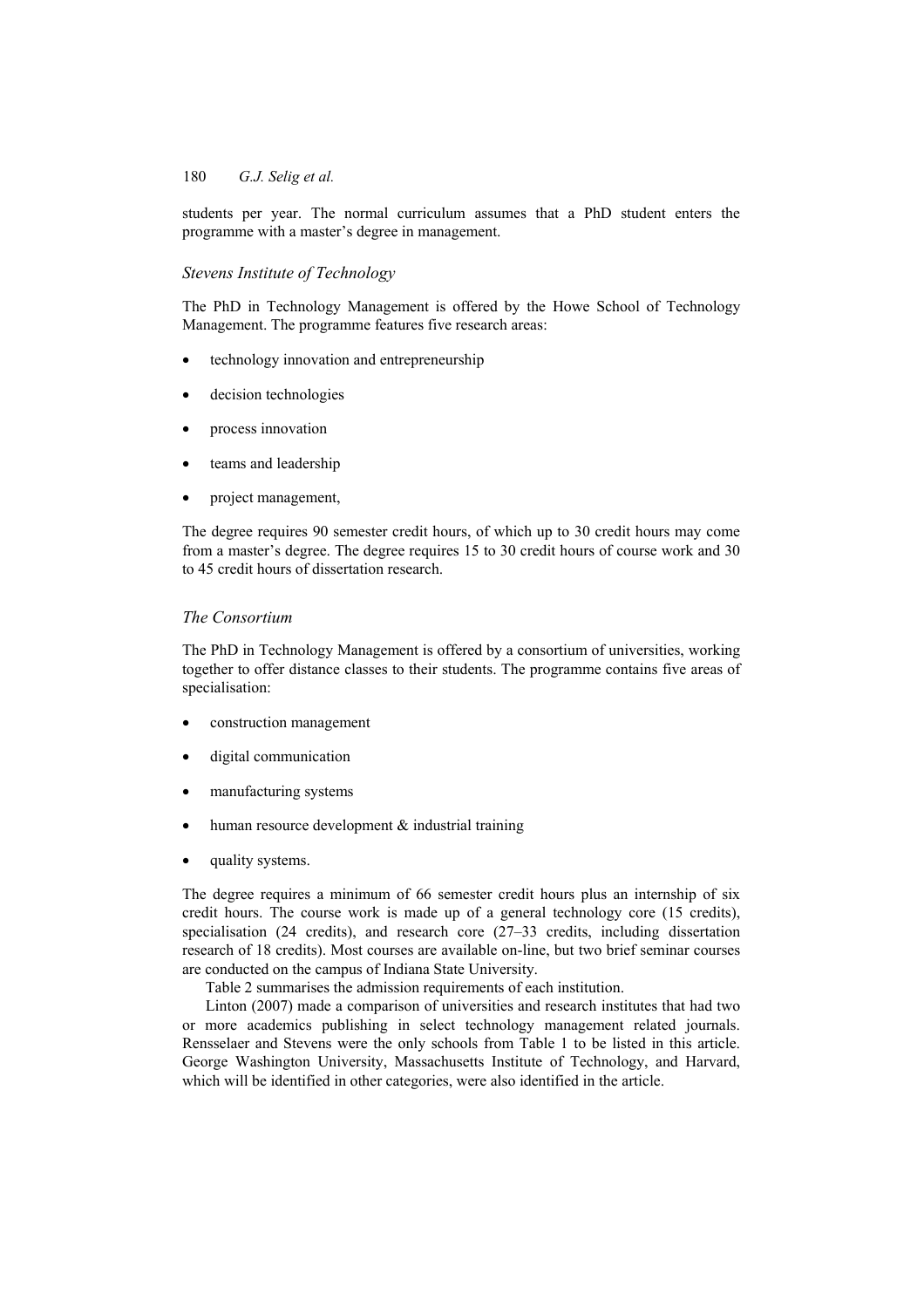students per year. The normal curriculum assumes that a PhD student enters the programme with a master's degree in management.

### *Stevens Institute of Technology*

The PhD in Technology Management is offered by the Howe School of Technology Management. The programme features five research areas:

- technology innovation and entrepreneurship
- decision technologies
- process innovation
- teams and leadership
- project management,

The degree requires 90 semester credit hours, of which up to 30 credit hours may come from a master's degree. The degree requires 15 to 30 credit hours of course work and 30 to 45 credit hours of dissertation research.

### *The Consortium*

The PhD in Technology Management is offered by a consortium of universities, working together to offer distance classes to their students. The programme contains five areas of specialisation:

- construction management
- digital communication
- manufacturing systems
- human resource development & industrial training
- quality systems.

The degree requires a minimum of 66 semester credit hours plus an internship of six credit hours. The course work is made up of a general technology core (15 credits), specialisation (24 credits), and research core (27–33 credits, including dissertation research of 18 credits). Most courses are available on-line, but two brief seminar courses are conducted on the campus of Indiana State University.

Table 2 summarises the admission requirements of each institution.

Linton (2007) made a comparison of universities and research institutes that had two or more academics publishing in select technology management related journals. Rensselaer and Stevens were the only schools from Table 1 to be listed in this article. George Washington University, Massachusetts Institute of Technology, and Harvard, which will be identified in other categories, were also identified in the article.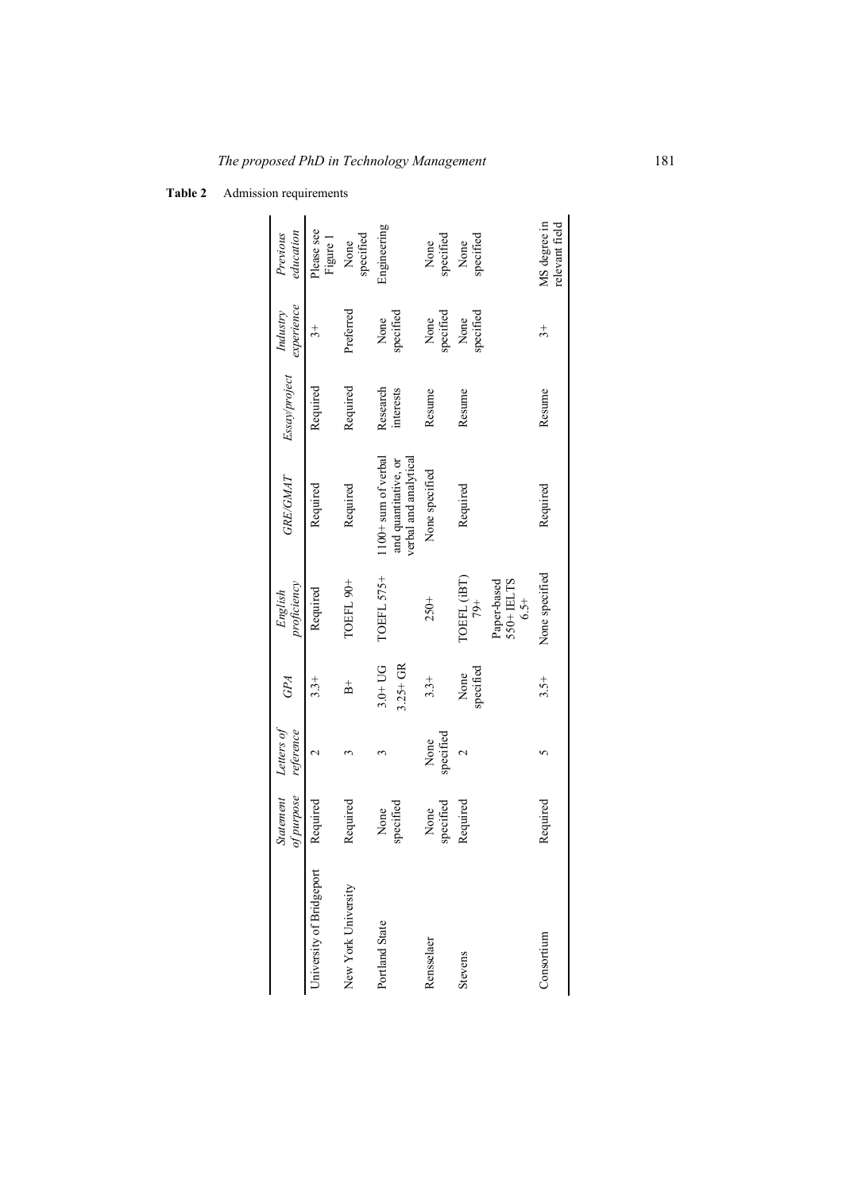**Table 2** Admission requirements

| | *Statement of purpose* | *Letters of reference* | *GPA* | *English proficiency* | *GRE/GMAT* | *Essay/project* | *Industry experience* | *Previous education* |
|---|---|---|---|---|---|---|---|---|
| University of Bridgeport | Required | 2 | 3.3+ | Required | Required | Required | 3+ | Please see Figure 1 |
| New York University | Required | 3 | B+ | TOEFL 90+ | Required | Required | Preferred | None specified |
| Portland State | None specified | 3 | 3.0+ UG 3.25+ GR | TOEFL 575+ | 1100+ sum of verbal and quantitative, or verbal and analytical | Research interests | None specified | Engineering |
| Rensselaer | None specified | None specified | 3.3+ | 250+ | None specified | Resume | None specified | None specified |
| Stevens | Required | 2 | None specified | TOEFL (iBT) 79+ Paper-based 550+ IELTS 6.5+ | Required | Resume | None specified | None specified |
| Consortium | Required | 5 | 3.5+ | None specified | Required | Resume | 3+ | MS degree in relevant field |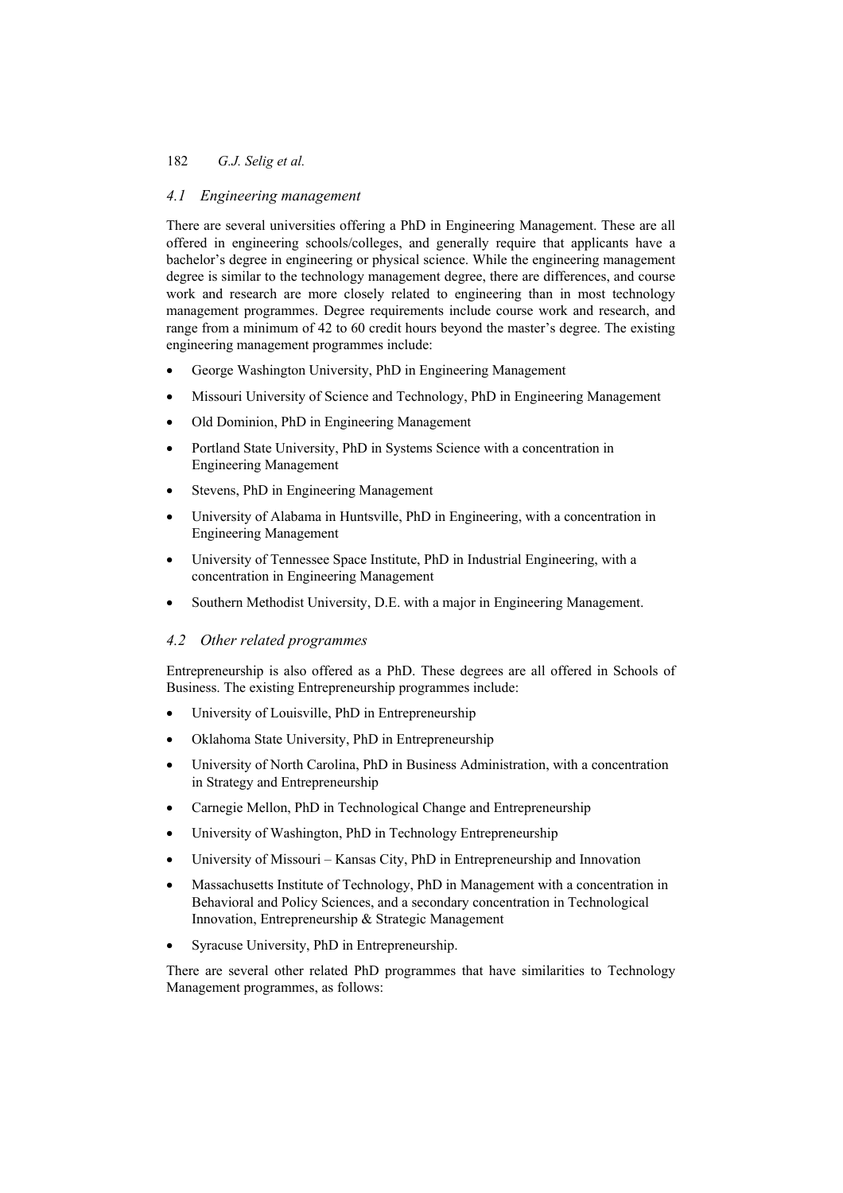### 4.1 Engineering management

There are several universities offering a PhD in Engineering Management. These are all offered in engineering schools/colleges, and generally require that applicants have a bachelor's degree in engineering or physical science. While the engineering management degree is similar to the technology management degree, there are differences, and course work and research are more closely related to engineering than in most technology management programmes. Degree requirements include course work and research, and range from a minimum of 42 to 60 credit hours beyond the master's degree. The existing engineering management programmes include:

- George Washington University, PhD in Engineering Management
- Missouri University of Science and Technology, PhD in Engineering Management
- Old Dominion, PhD in Engineering Management
- Portland State University, PhD in Systems Science with a concentration in Engineering Management
- Stevens, PhD in Engineering Management
- University of Alabama in Huntsville, PhD in Engineering, with a concentration in Engineering Management
- University of Tennessee Space Institute, PhD in Industrial Engineering, with a concentration in Engineering Management
- Southern Methodist University, D.E. with a major in Engineering Management.

### 4.2 Other related programmes

Entrepreneurship is also offered as a PhD. These degrees are all offered in Schools of Business. The existing Entrepreneurship programmes include:

- University of Louisville, PhD in Entrepreneurship
- Oklahoma State University, PhD in Entrepreneurship
- University of North Carolina, PhD in Business Administration, with a concentration in Strategy and Entrepreneurship
- Carnegie Mellon, PhD in Technological Change and Entrepreneurship
- University of Washington, PhD in Technology Entrepreneurship
- University of Missouri – Kansas City, PhD in Entrepreneurship and Innovation
- Massachusetts Institute of Technology, PhD in Management with a concentration in Behavioral and Policy Sciences, and a secondary concentration in Technological Innovation, Entrepreneurship & Strategic Management
- Syracuse University, PhD in Entrepreneurship.

There are several other related PhD programmes that have similarities to Technology Management programmes, as follows: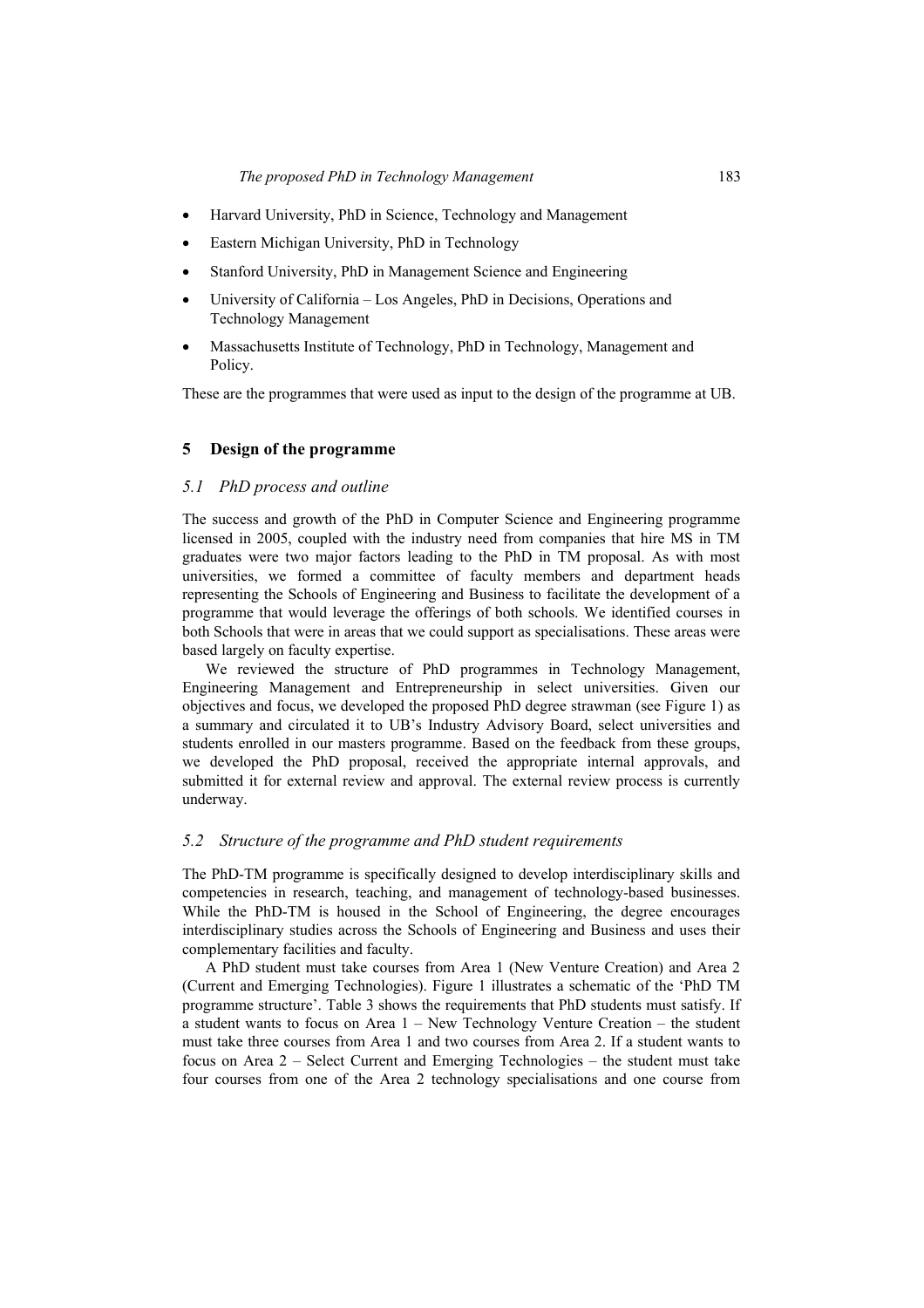- Harvard University, PhD in Science, Technology and Management
- Eastern Michigan University, PhD in Technology
- Stanford University, PhD in Management Science and Engineering
- University of California – Los Angeles, PhD in Decisions, Operations and Technology Management
- Massachusetts Institute of Technology, PhD in Technology, Management and Policy.

These are the programmes that were used as input to the design of the programme at UB.

## 5 Design of the programme

### *5.1 PhD process and outline*

The success and growth of the PhD in Computer Science and Engineering programme licensed in 2005, coupled with the industry need from companies that hire MS in TM graduates were two major factors leading to the PhD in TM proposal. As with most universities, we formed a committee of faculty members and department heads representing the Schools of Engineering and Business to facilitate the development of a programme that would leverage the offerings of both schools. We identified courses in both Schools that were in areas that we could support as specialisations. These areas were based largely on faculty expertise.

We reviewed the structure of PhD programmes in Technology Management, Engineering Management and Entrepreneurship in select universities. Given our objectives and focus, we developed the proposed PhD degree strawman (see Figure 1) as a summary and circulated it to UB's Industry Advisory Board, select universities and students enrolled in our masters programme. Based on the feedback from these groups, we developed the PhD proposal, received the appropriate internal approvals, and submitted it for external review and approval. The external review process is currently underway.

### *5.2 Structure of the programme and PhD student requirements*

The PhD-TM programme is specifically designed to develop interdisciplinary skills and competencies in research, teaching, and management of technology-based businesses. While the PhD-TM is housed in the School of Engineering, the degree encourages interdisciplinary studies across the Schools of Engineering and Business and uses their complementary facilities and faculty.

A PhD student must take courses from Area 1 (New Venture Creation) and Area 2 (Current and Emerging Technologies). Figure 1 illustrates a schematic of the 'PhD TM programme structure'. Table 3 shows the requirements that PhD students must satisfy. If a student wants to focus on Area 1 – New Technology Venture Creation – the student must take three courses from Area 1 and two courses from Area 2. If a student wants to focus on Area 2 – Select Current and Emerging Technologies – the student must take four courses from one of the Area 2 technology specialisations and one course from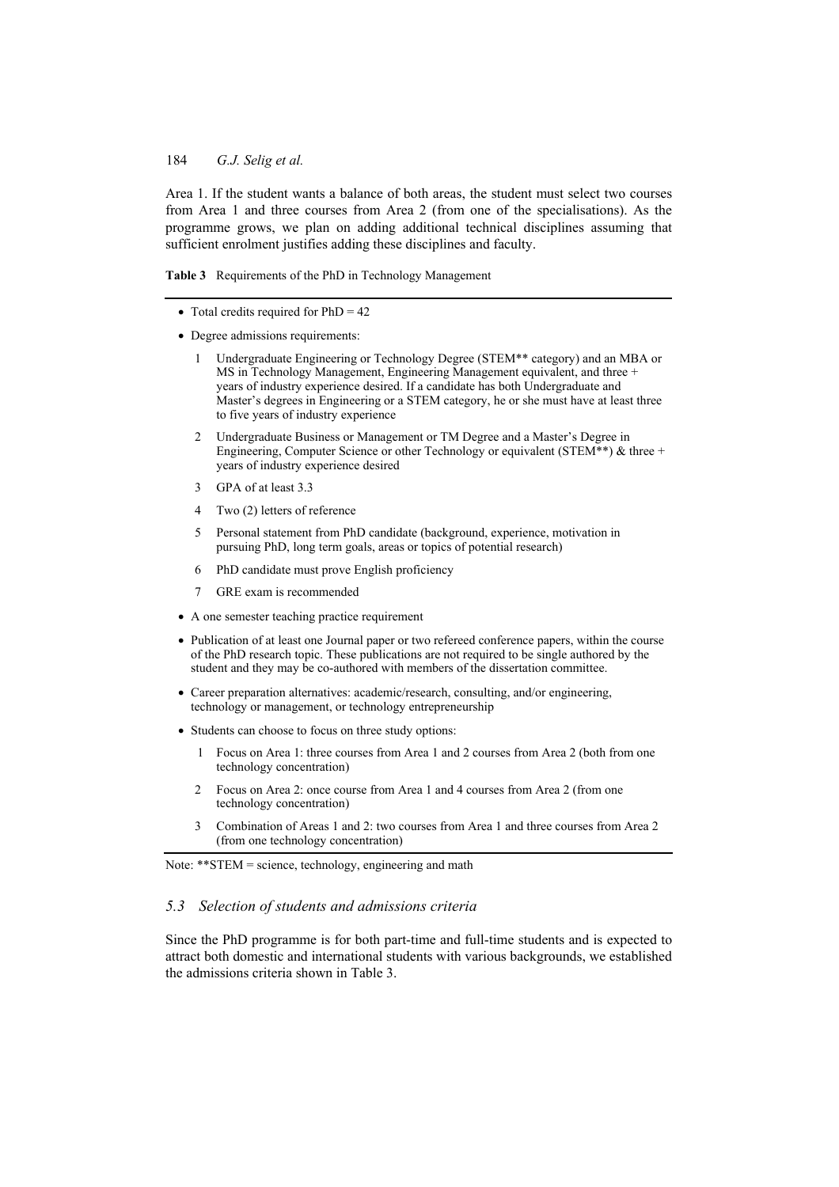Area 1. If the student wants a balance of both areas, the student must select two courses from Area 1 and three courses from Area 2 (from one of the specialisations). As the programme grows, we plan on adding additional technical disciplines assuming that sufficient enrolment justifies adding these disciplines and faculty.

**Table 3** Requirements of the PhD in Technology Management

- Total credits required for PhD = 42
- Degree admissions requirements:
  1. Undergraduate Engineering or Technology Degree (STEM** category) and an MBA or MS in Technology Management, Engineering Management equivalent, and three + years of industry experience desired. If a candidate has both Undergraduate and Master's degrees in Engineering or a STEM category, he or she must have at least three to five years of industry experience
  2. Undergraduate Business or Management or TM Degree and a Master's Degree in Engineering, Computer Science or other Technology or equivalent (STEM**) & three + years of industry experience desired
  3. GPA of at least 3.3
  4. Two (2) letters of reference
  5. Personal statement from PhD candidate (background, experience, motivation in pursuing PhD, long term goals, areas or topics of potential research)
  6. PhD candidate must prove English proficiency
  7. GRE exam is recommended
- A one semester teaching practice requirement
- Publication of at least one Journal paper or two refereed conference papers, within the course of the PhD research topic. These publications are not required to be single authored by the student and they may be co-authored with members of the dissertation committee.
- Career preparation alternatives: academic/research, consulting, and/or engineering, technology or management, or technology entrepreneurship
- Students can choose to focus on three study options:
  1. Focus on Area 1: three courses from Area 1 and 2 courses from Area 2 (both from one technology concentration)
  2. Focus on Area 2: once course from Area 1 and 4 courses from Area 2 (from one technology concentration)
  3. Combination of Areas 1 and 2: two courses from Area 1 and three courses from Area 2 (from one technology concentration)

Note: **STEM = science, technology, engineering and math

### 5.3 Selection of students and admissions criteria

Since the PhD programme is for both part-time and full-time students and is expected to attract both domestic and international students with various backgrounds, we established the admissions criteria shown in Table 3.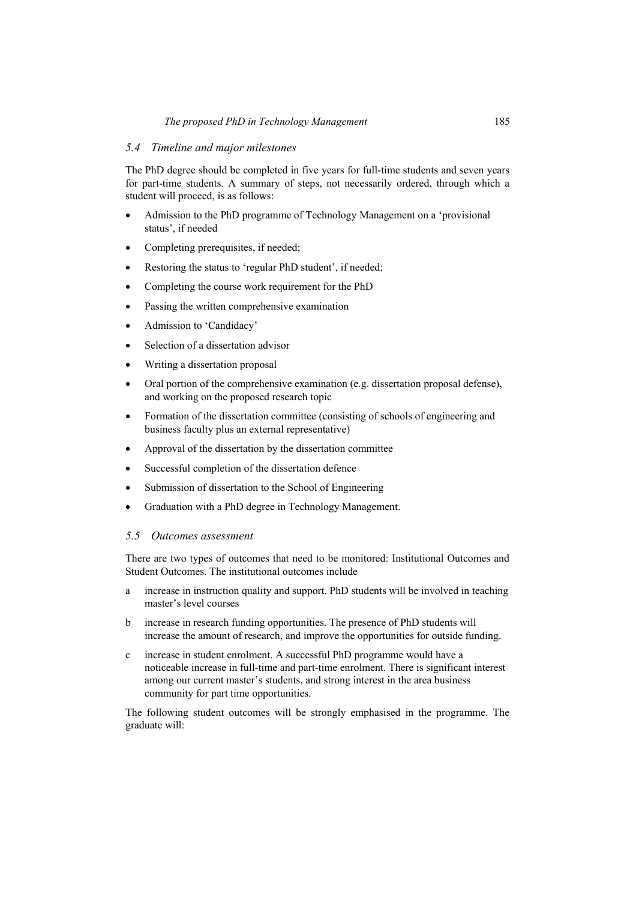### 5.4 Timeline and major milestones

The PhD degree should be completed in five years for full-time students and seven years for part-time students. A summary of steps, not necessarily ordered, through which a student will proceed, is as follows:

- Admission to the PhD programme of Technology Management on a 'provisional status', if needed
- Completing prerequisites, if needed;
- Restoring the status to 'regular PhD student', if needed;
- Completing the course work requirement for the PhD
- Passing the written comprehensive examination
- Admission to 'Candidacy'
- Selection of a dissertation advisor
- Writing a dissertation proposal
- Oral portion of the comprehensive examination (e.g. dissertation proposal defense), and working on the proposed research topic
- Formation of the dissertation committee (consisting of schools of engineering and business faculty plus an external representative)
- Approval of the dissertation by the dissertation committee
- Successful completion of the dissertation defence
- Submission of dissertation to the School of Engineering
- Graduation with a PhD degree in Technology Management.

### 5.5 Outcomes assessment

There are two types of outcomes that need to be monitored: Institutional Outcomes and Student Outcomes. The institutional outcomes include

a increase in instruction quality and support. PhD students will be involved in teaching master's level courses

b increase in research funding opportunities. The presence of PhD students will increase the amount of research, and improve the opportunities for outside funding.

c increase in student enrolment. A successful PhD programme would have a noticeable increase in full-time and part-time enrolment. There is significant interest among our current master's students, and strong interest in the area business community for part time opportunities.

The following student outcomes will be strongly emphasised in the programme. The graduate will: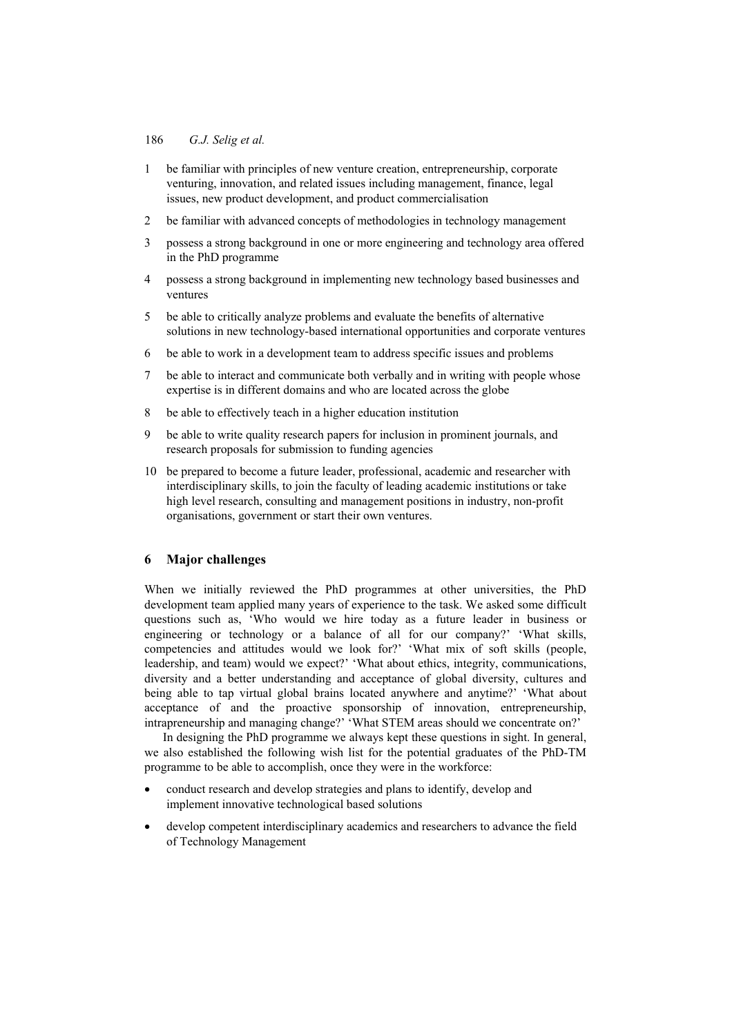1. be familiar with principles of new venture creation, entrepreneurship, corporate venturing, innovation, and related issues including management, finance, legal issues, new product development, and product commercialisation
2. be familiar with advanced concepts of methodologies in technology management
3. possess a strong background in one or more engineering and technology area offered in the PhD programme
4. possess a strong background in implementing new technology based businesses and ventures
5. be able to critically analyze problems and evaluate the benefits of alternative solutions in new technology-based international opportunities and corporate ventures
6. be able to work in a development team to address specific issues and problems
7. be able to interact and communicate both verbally and in writing with people whose expertise is in different domains and who are located across the globe
8. be able to effectively teach in a higher education institution
9. be able to write quality research papers for inclusion in prominent journals, and research proposals for submission to funding agencies
10. be prepared to become a future leader, professional, academic and researcher with interdisciplinary skills, to join the faculty of leading academic institutions or take high level research, consulting and management positions in industry, non-profit organisations, government or start their own ventures.

## 6 Major challenges

When we initially reviewed the PhD programmes at other universities, the PhD development team applied many years of experience to the task. We asked some difficult questions such as, 'Who would we hire today as a future leader in business or engineering or technology or a balance of all for our company?' 'What skills, competencies and attitudes would we look for?' 'What mix of soft skills (people, leadership, and team) would we expect?' 'What about ethics, integrity, communications, diversity and a better understanding and acceptance of global diversity, cultures and being able to tap virtual global brains located anywhere and anytime?' 'What about acceptance of and the proactive sponsorship of innovation, entrepreneurship, intrapreneurship and managing change?' 'What STEM areas should we concentrate on?'

In designing the PhD programme we always kept these questions in sight. In general, we also established the following wish list for the potential graduates of the PhD-TM programme to be able to accomplish, once they were in the workforce:

- conduct research and develop strategies and plans to identify, develop and implement innovative technological based solutions
- develop competent interdisciplinary academics and researchers to advance the field of Technology Management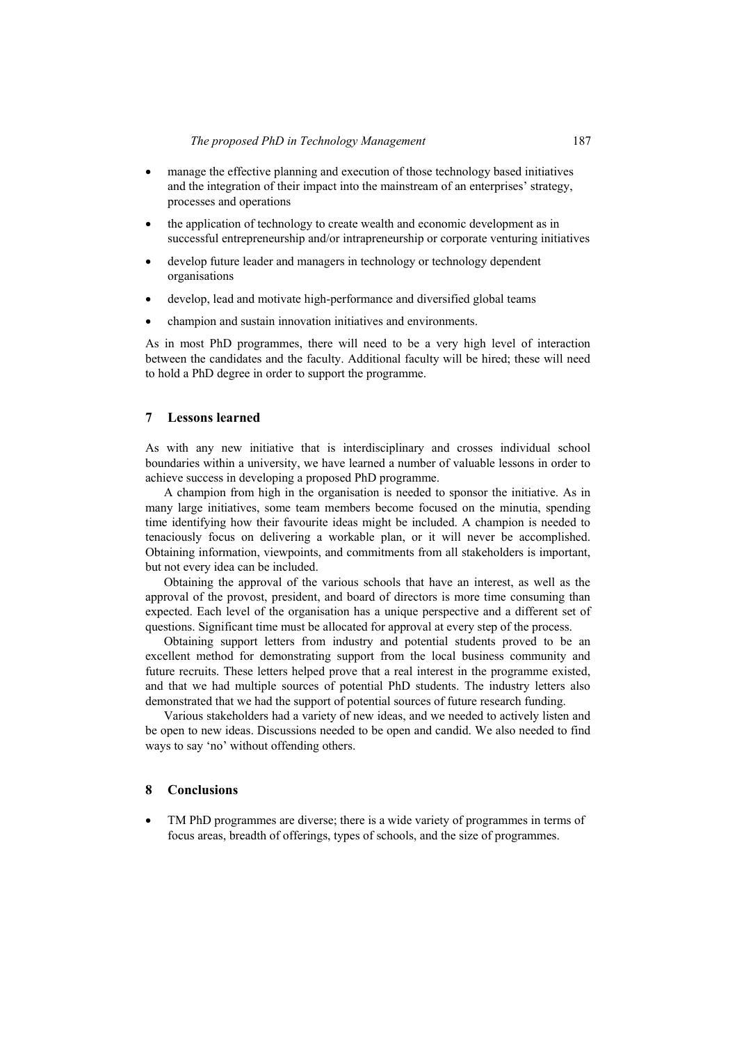- manage the effective planning and execution of those technology based initiatives and the integration of their impact into the mainstream of an enterprises' strategy, processes and operations
- the application of technology to create wealth and economic development as in successful entrepreneurship and/or intrapreneurship or corporate venturing initiatives
- develop future leader and managers in technology or technology dependent organisations
- develop, lead and motivate high-performance and diversified global teams
- champion and sustain innovation initiatives and environments.

As in most PhD programmes, there will need to be a very high level of interaction between the candidates and the faculty. Additional faculty will be hired; these will need to hold a PhD degree in order to support the programme.

## 7 Lessons learned

As with any new initiative that is interdisciplinary and crosses individual school boundaries within a university, we have learned a number of valuable lessons in order to achieve success in developing a proposed PhD programme.

A champion from high in the organisation is needed to sponsor the initiative. As in many large initiatives, some team members become focused on the minutia, spending time identifying how their favourite ideas might be included. A champion is needed to tenaciously focus on delivering a workable plan, or it will never be accomplished. Obtaining information, viewpoints, and commitments from all stakeholders is important, but not every idea can be included.

Obtaining the approval of the various schools that have an interest, as well as the approval of the provost, president, and board of directors is more time consuming than expected. Each level of the organisation has a unique perspective and a different set of questions. Significant time must be allocated for approval at every step of the process.

Obtaining support letters from industry and potential students proved to be an excellent method for demonstrating support from the local business community and future recruits. These letters helped prove that a real interest in the programme existed, and that we had multiple sources of potential PhD students. The industry letters also demonstrated that we had the support of potential sources of future research funding.

Various stakeholders had a variety of new ideas, and we needed to actively listen and be open to new ideas. Discussions needed to be open and candid. We also needed to find ways to say 'no' without offending others.

## 8 Conclusions

- TM PhD programmes are diverse; there is a wide variety of programmes in terms of focus areas, breadth of offerings, types of schools, and the size of programmes.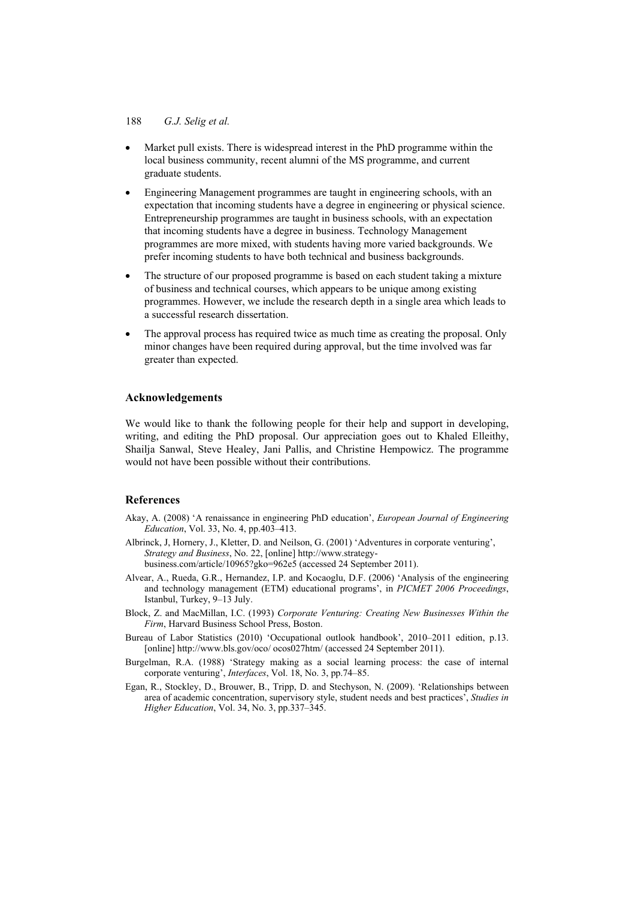- Market pull exists. There is widespread interest in the PhD programme within the local business community, recent alumni of the MS programme, and current graduate students.
- Engineering Management programmes are taught in engineering schools, with an expectation that incoming students have a degree in engineering or physical science. Entrepreneurship programmes are taught in business schools, with an expectation that incoming students have a degree in business. Technology Management programmes are more mixed, with students having more varied backgrounds. We prefer incoming students to have both technical and business backgrounds.
- The structure of our proposed programme is based on each student taking a mixture of business and technical courses, which appears to be unique among existing programmes. However, we include the research depth in a single area which leads to a successful research dissertation.
- The approval process has required twice as much time as creating the proposal. Only minor changes have been required during approval, but the time involved was far greater than expected.

## Acknowledgements

We would like to thank the following people for their help and support in developing, writing, and editing the PhD proposal. Our appreciation goes out to Khaled Elleithy, Shailja Sanwal, Steve Healey, Jani Pallis, and Christine Hempowicz. The programme would not have been possible without their contributions.

## References

Akay, A. (2008) 'A renaissance in engineering PhD education', *European Journal of Engineering Education*, Vol. 33, No. 4, pp.403–413.

Albrinck, J, Hornery, J., Kletter, D. and Neilson, G. (2001) 'Adventures in corporate venturing', *Strategy and Business*, No. 22, [online] http://www.strategy-business.com/article/10965?gko=962e5 (accessed 24 September 2011).

Alvear, A., Rueda, G.R., Hernandez, I.P. and Kocaoglu, D.F. (2006) 'Analysis of the engineering and technology management (ETM) educational programs', in *PICMET 2006 Proceedings*, Istanbul, Turkey, 9–13 July.

Block, Z. and MacMillan, I.C. (1993) *Corporate Venturing: Creating New Businesses Within the Firm*, Harvard Business School Press, Boston.

Bureau of Labor Statistics (2010) 'Occupational outlook handbook', 2010–2011 edition, p.13. [online] http://www.bls.gov/oco/ ocos027htm/ (accessed 24 September 2011).

Burgelman, R.A. (1988) 'Strategy making as a social learning process: the case of internal corporate venturing', *Interfaces*, Vol. 18, No. 3, pp.74–85.

Egan, R., Stockley, D., Brouwer, B., Tripp, D. and Stechyson, N. (2009). 'Relationships between area of academic concentration, supervisory style, student needs and best practices', *Studies in Higher Education*, Vol. 34, No. 3, pp.337–345.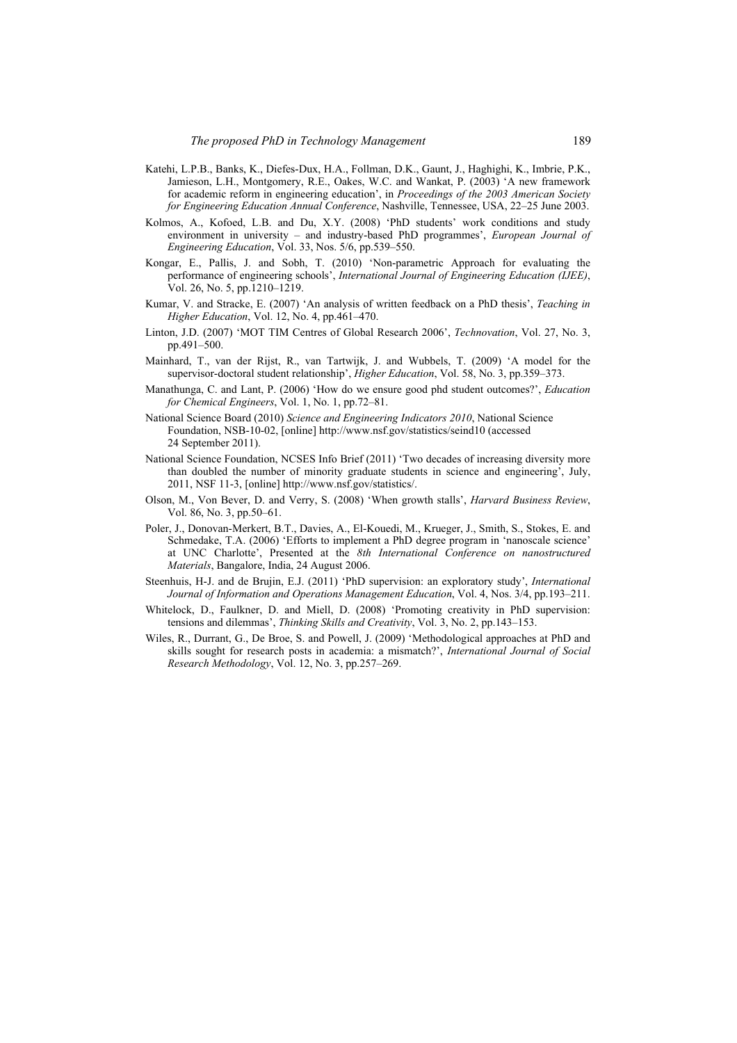Katehi, L.P.B., Banks, K., Diefes-Dux, H.A., Follman, D.K., Gaunt, J., Haghighi, K., Imbrie, P.K., Jamieson, L.H., Montgomery, R.E., Oakes, W.C. and Wankat, P. (2003) 'A new framework for academic reform in engineering education', in *Proceedings of the 2003 American Society for Engineering Education Annual Conference*, Nashville, Tennessee, USA, 22–25 June 2003.

Kolmos, A., Kofoed, L.B. and Du, X.Y. (2008) 'PhD students' work conditions and study environment in university – and industry-based PhD programmes', *European Journal of Engineering Education*, Vol. 33, Nos. 5/6, pp.539–550.

Kongar, E., Pallis, J. and Sobh, T. (2010) 'Non-parametric Approach for evaluating the performance of engineering schools', *International Journal of Engineering Education (IJEE)*, Vol. 26, No. 5, pp.1210–1219.

Kumar, V. and Stracke, E. (2007) 'An analysis of written feedback on a PhD thesis', *Teaching in Higher Education*, Vol. 12, No. 4, pp.461–470.

Linton, J.D. (2007) 'MOT TIM Centres of Global Research 2006', *Technovation*, Vol. 27, No. 3, pp.491–500.

Mainhard, T., van der Rijst, R., van Tartwijk, J. and Wubbels, T. (2009) 'A model for the supervisor-doctoral student relationship', *Higher Education*, Vol. 58, No. 3, pp.359–373.

Manathunga, C. and Lant, P. (2006) 'How do we ensure good phd student outcomes?', *Education for Chemical Engineers*, Vol. 1, No. 1, pp.72–81.

National Science Board (2010) *Science and Engineering Indicators 2010*, National Science Foundation, NSB-10-02, [online] http://www.nsf.gov/statistics/seind10 (accessed 24 September 2011).

National Science Foundation, NCSES Info Brief (2011) 'Two decades of increasing diversity more than doubled the number of minority graduate students in science and engineering', July, 2011, NSF 11-3, [online] http://www.nsf.gov/statistics/.

Olson, M., Von Bever, D. and Verry, S. (2008) 'When growth stalls', *Harvard Business Review*, Vol. 86, No. 3, pp.50–61.

Poler, J., Donovan-Merkert, B.T., Davies, A., El-Kouedi, M., Krueger, J., Smith, S., Stokes, E. and Schmedake, T.A. (2006) 'Efforts to implement a PhD degree program in 'nanoscale science' at UNC Charlotte', Presented at the *8th International Conference on nanostructured Materials*, Bangalore, India, 24 August 2006.

Steenhuis, H-J. and de Brujin, E.J. (2011) 'PhD supervision: an exploratory study', *International Journal of Information and Operations Management Education*, Vol. 4, Nos. 3/4, pp.193–211.

Whitelock, D., Faulkner, D. and Miell, D. (2008) 'Promoting creativity in PhD supervision: tensions and dilemmas', *Thinking Skills and Creativity*, Vol. 3, No. 2, pp.143–153.

Wiles, R., Durrant, G., De Broe, S. and Powell, J. (2009) 'Methodological approaches at PhD and skills sought for research posts in academia: a mismatch?', *International Journal of Social Research Methodology*, Vol. 12, No. 3, pp.257–269.